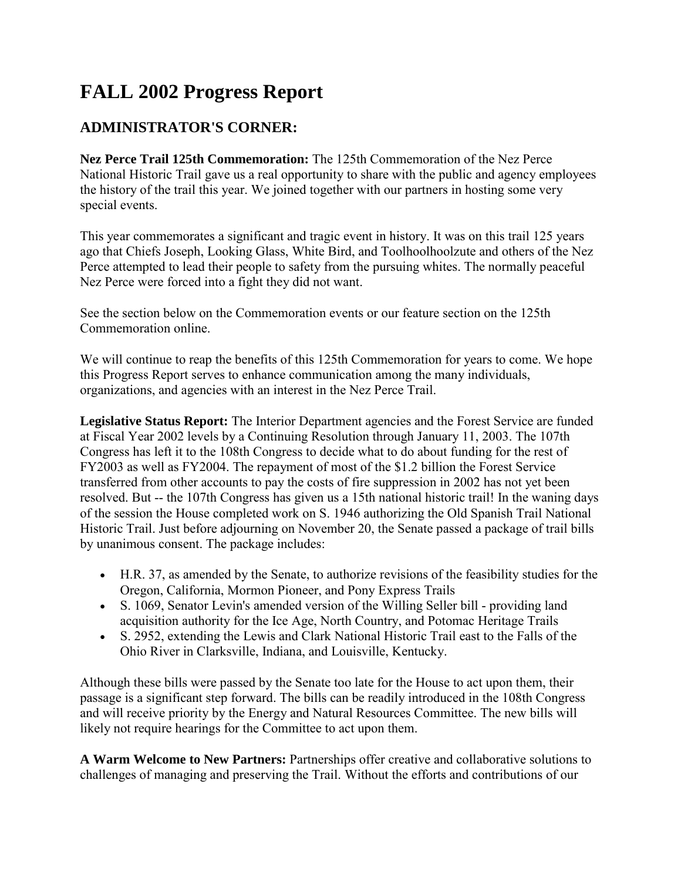# FALL 2002 Progress Report

## ADMINISTRATOR'S CORNER:

**Nez Perce Trail 125th Commemoration:** The 125th Commemoration of the Nez Perce National Historic Trail gave us a real opportunity to share with the public and agency employees the history of the trail this year. We joined together with our partners in hosting some very special events.

This year commemorates a significant and tragic event in history. It was on this trail 125 years ago that Chiefs Joseph, Looking Glass, White Bird, and Toolhoolhoolzute and others of the Nez Perce attempted to lead their people to safety from the pursuing whites. The normally peaceful Nez Perce were forced into a fight they did not want.

See the section below on the Commemoration events or our feature section on the 125th Commemoration online.

We will continue to reap the benefits of this 125th Commemoration for years to come. We hope this Progress Report serves to enhance communication among the many individuals, organizations, and agencies with an interest in the Nez Perce Trail.

**Legislative Status Report:** The Interior Department agencies and the Forest Service are funded at Fiscal Year 2002 levels by a Continuing Resolution through January 11, 2003. The 107th Congress has left it to the 108th Congress to decide what to do about funding for the rest of FY2003 as well as FY2004. The repayment of most of the $1.2 billion the Forest Service transferred from other accounts to pay the costs of fire suppression in 2002 has not yet been resolved. But -- the 107th Congress has given us a 15th national historic trail! In the waning days of the session the House completed work on S. 1946 authorizing the Old Spanish Trail National Historic Trail. Just before adjourning on November 20, the Senate passed a package of trail bills by unanimous consent. The package includes:

- H.R. 37, as amended by the Senate, to authorize revisions of the feasibility studies for the Oregon, California, Mormon Pioneer, and Pony Express Trails
- S. 1069, Senator Levin's amended version of the Willing Seller bill - providing land acquisition authority for the Ice Age, North Country, and Potomac Heritage Trails
- S. 2952, extending the Lewis and Clark National Historic Trail east to the Falls of the Ohio River in Clarksville, Indiana, and Louisville, Kentucky.

Although these bills were passed by the Senate too late for the House to act upon them, their passage is a significant step forward. The bills can be readily introduced in the 108th Congress and will receive priority by the Energy and Natural Resources Committee. The new bills will likely not require hearings for the Committee to act upon them.

**A Warm Welcome to New Partners:** Partnerships offer creative and collaborative solutions to challenges of managing and preserving the Trail. Without the efforts and contributions of our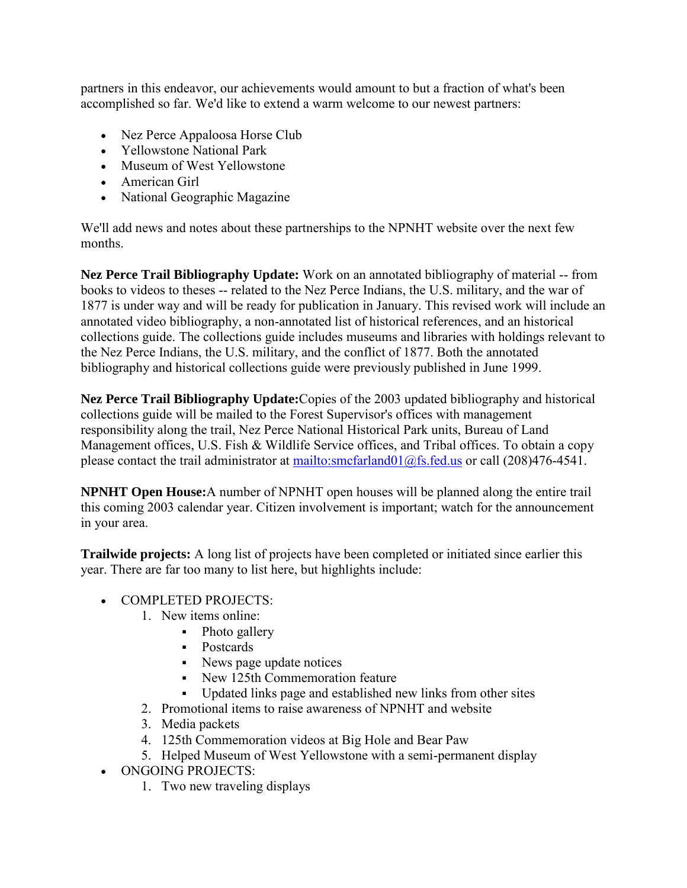partners in this endeavor, our achievements would amount to but a fraction of what's been accomplished so far. We'd like to extend a warm welcome to our newest partners:

- Nez Perce Appaloosa Horse Club
- Yellowstone National Park
- Museum of West Yellowstone
- American Girl
- National Geographic Magazine

We'll add news and notes about these partnerships to the NPNHT website over the next few months.

**Nez Perce Trail Bibliography Update:** Work on an annotated bibliography of material -- from books to videos to theses -- related to the Nez Perce Indians, the U.S. military, and the war of 1877 is under way and will be ready for publication in January. This revised work will include an annotated video bibliography, a non-annotated list of historical references, and an historical collections guide. The collections guide includes museums and libraries with holdings relevant to the Nez Perce Indians, the U.S. military, and the conflict of 1877. Both the annotated bibliography and historical collections guide were previously published in June 1999.

**Nez Perce Trail Bibliography Update:**Copies of the 2003 updated bibliography and historical collections guide will be mailed to the Forest Supervisor's offices with management responsibility along the trail, Nez Perce National Historical Park units, Bureau of Land Management offices, U.S. Fish & Wildlife Service offices, and Tribal offices. To obtain a copy please contact the trail administrator at mailto:smcfarland01@fs.fed.us or call (208)476-4541.

**NPNHT Open House:**A number of NPNHT open houses will be planned along the entire trail this coming 2003 calendar year. Citizen involvement is important; watch for the announcement in your area.

**Trailwide projects:** A long list of projects have been completed or initiated since earlier this year. There are far too many to list here, but highlights include:

- COMPLETED PROJECTS:
  1. New items online:
     - Photo gallery
     - Postcards
     - News page update notices
     - New 125th Commemoration feature
     - Updated links page and established new links from other sites
  2. Promotional items to raise awareness of NPNHT and website
  3. Media packets
  4. 125th Commemoration videos at Big Hole and Bear Paw
  5. Helped Museum of West Yellowstone with a semi-permanent display
- ONGOING PROJECTS:
  1. Two new traveling displays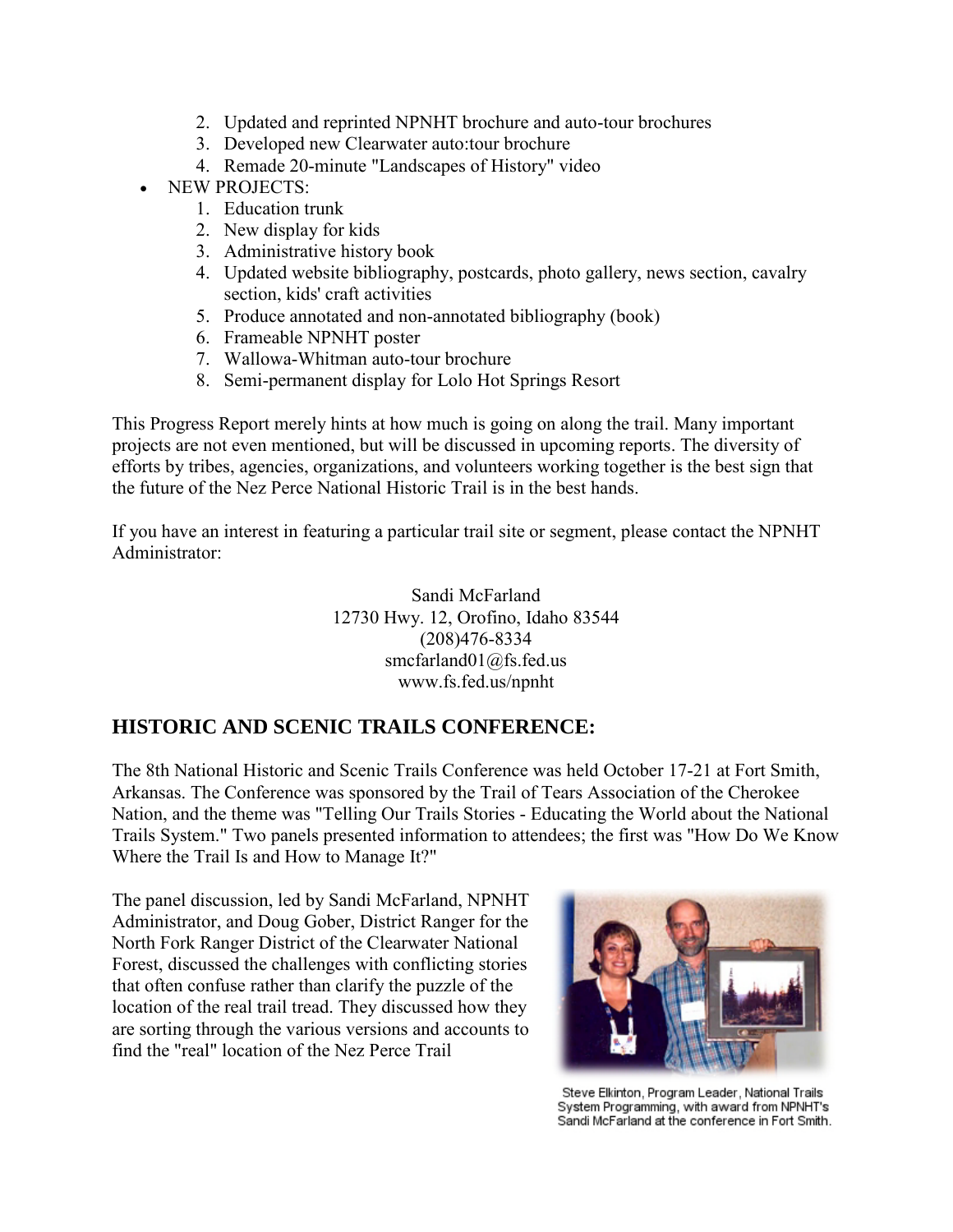2. Updated and reprinted NPNHT brochure and auto-tour brochures
3. Developed new Clearwater auto:tour brochure
4. Remade 20-minute "Landscapes of History" video

- NEW PROJECTS:
  1. Education trunk
  2. New display for kids
  3. Administrative history book
  4. Updated website bibliography, postcards, photo gallery, news section, cavalry section, kids' craft activities
  5. Produce annotated and non-annotated bibliography (book)
  6. Frameable NPNHT poster
  7. Wallowa-Whitman auto-tour brochure
  8. Semi-permanent display for Lolo Hot Springs Resort

This Progress Report merely hints at how much is going on along the trail. Many important projects are not even mentioned, but will be discussed in upcoming reports. The diversity of efforts by tribes, agencies, organizations, and volunteers working together is the best sign that the future of the Nez Perce National Historic Trail is in the best hands.

If you have an interest in featuring a particular trail site or segment, please contact the NPNHT Administrator:

Sandi McFarland
12730 Hwy. 12, Orofino, Idaho 83544
(208)476-8334
smcfarland01@fs.fed.us
www.fs.fed.us/npnht

## HISTORIC AND SCENIC TRAILS CONFERENCE:

The 8th National Historic and Scenic Trails Conference was held October 17-21 at Fort Smith, Arkansas. The Conference was sponsored by the Trail of Tears Association of the Cherokee Nation, and the theme was "Telling Our Trails Stories - Educating the World about the National Trails System." Two panels presented information to attendees; the first was "How Do We Know Where the Trail Is and How to Manage It?"

The panel discussion, led by Sandi McFarland, NPNHT Administrator, and Doug Gober, District Ranger for the North Fork Ranger District of the Clearwater National Forest, discussed the challenges with conflicting stories that often confuse rather than clarify the puzzle of the location of the real trail tread. They discussed how they are sorting through the various versions and accounts to find the "real" location of the Nez Perce Trail

Steve Elkinton, Program Leader, National Trails System Programming, with award from NPNHT's Sandi McFarland at the conference in Fort Smith.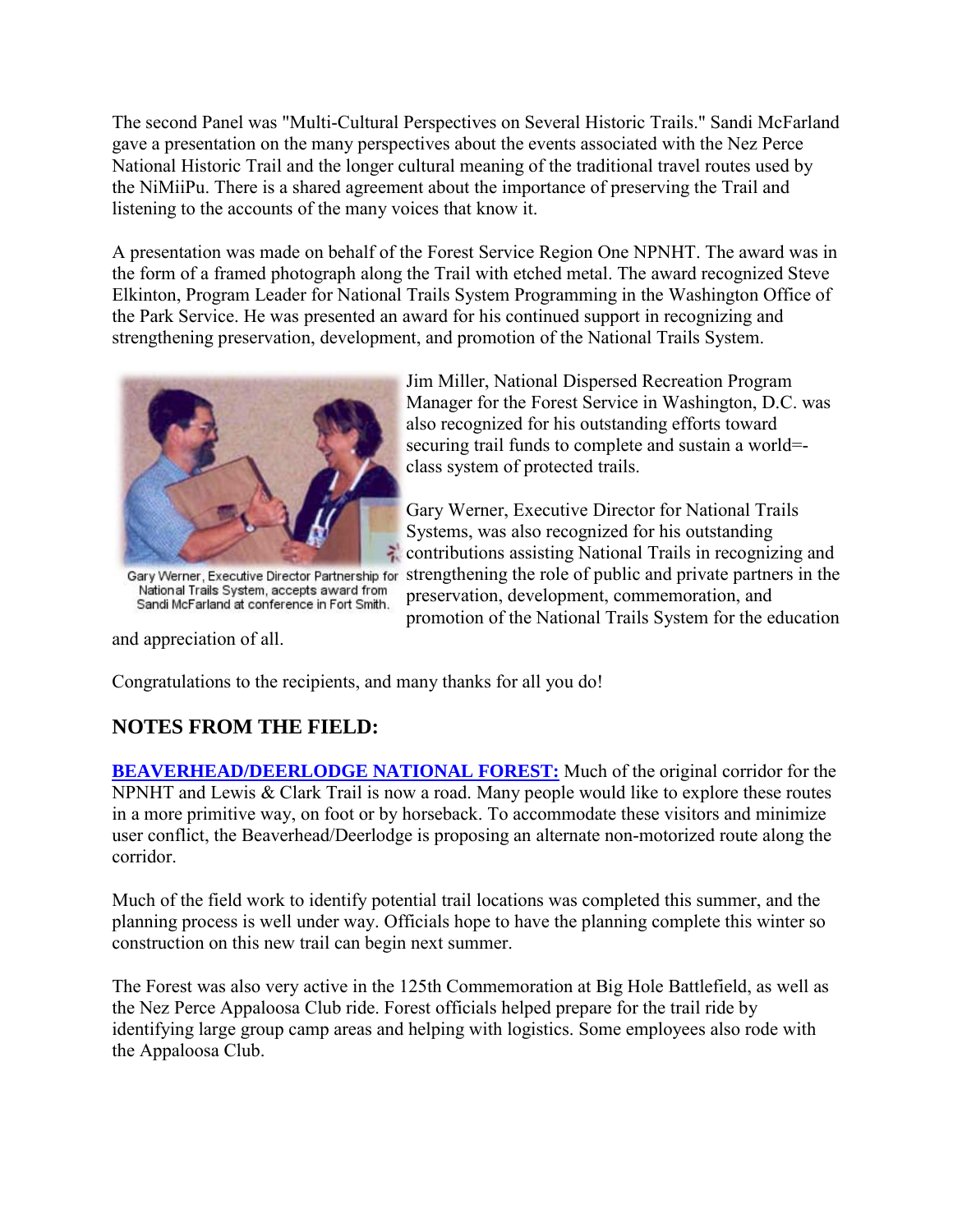The second Panel was "Multi-Cultural Perspectives on Several Historic Trails." Sandi McFarland gave a presentation on the many perspectives about the events associated with the Nez Perce National Historic Trail and the longer cultural meaning of the traditional travel routes used by the NiMiiPu. There is a shared agreement about the importance of preserving the Trail and listening to the accounts of the many voices that know it.

A presentation was made on behalf of the Forest Service Region One NPNHT. The award was in the form of a framed photograph along the Trail with etched metal. The award recognized Steve Elkinton, Program Leader for National Trails System Programming in the Washington Office of the Park Service. He was presented an award for his continued support in recognizing and strengthening preservation, development, and promotion of the National Trails System.

Gary Werner, Executive Director Partnership for National Trails System, accepts award from Sandi McFarland at conference in Fort Smith.

Jim Miller, National Dispersed Recreation Program Manager for the Forest Service in Washington, D.C. was also recognized for his outstanding efforts toward securing trail funds to complete and sustain a world=-class system of protected trails.

Gary Werner, Executive Director for National Trails Systems, was also recognized for his outstanding contributions assisting National Trails in recognizing and strengthening the role of public and private partners in the preservation, development, commemoration, and promotion of the National Trails System for the education and appreciation of all.

Congratulations to the recipients, and many thanks for all you do!

## NOTES FROM THE FIELD:

**BEAVERHEAD/DEERLODGE NATIONAL FOREST:** Much of the original corridor for the NPNHT and Lewis & Clark Trail is now a road. Many people would like to explore these routes in a more primitive way, on foot or by horseback. To accommodate these visitors and minimize user conflict, the Beaverhead/Deerlodge is proposing an alternate non-motorized route along the corridor.

Much of the field work to identify potential trail locations was completed this summer, and the planning process is well under way. Officials hope to have the planning complete this winter so construction on this new trail can begin next summer.

The Forest was also very active in the 125th Commemoration at Big Hole Battlefield, as well as the Nez Perce Appaloosa Club ride. Forest officials helped prepare for the trail ride by identifying large group camp areas and helping with logistics. Some employees also rode with the Appaloosa Club.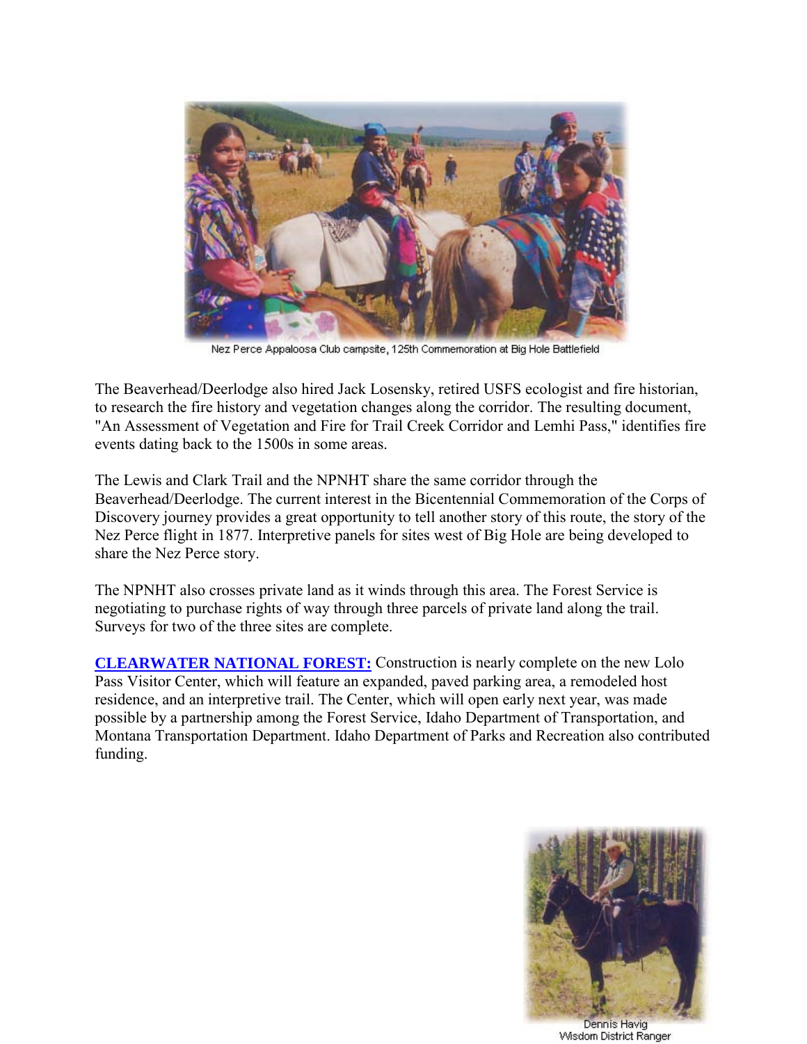Nez Perce Appaloosa Club campsite, 125th Commemoration at Big Hole Battlefield

The Beaverhead/Deerlodge also hired Jack Losensky, retired USFS ecologist and fire historian, to research the fire history and vegetation changes along the corridor. The resulting document, "An Assessment of Vegetation and Fire for Trail Creek Corridor and Lemhi Pass," identifies fire events dating back to the 1500s in some areas.

The Lewis and Clark Trail and the NPNHT share the same corridor through the Beaverhead/Deerlodge. The current interest in the Bicentennial Commemoration of the Corps of Discovery journey provides a great opportunity to tell another story of this route, the story of the Nez Perce flight in 1877. Interpretive panels for sites west of Big Hole are being developed to share the Nez Perce story.

The NPNHT also crosses private land as it winds through this area. The Forest Service is negotiating to purchase rights of way through three parcels of private land along the trail. Surveys for two of the three sites are complete.

**CLEARWATER NATIONAL FOREST:** Construction is nearly complete on the new Lolo Pass Visitor Center, which will feature an expanded, paved parking area, a remodeled host residence, and an interpretive trail. The Center, which will open early next year, was made possible by a partnership among the Forest Service, Idaho Department of Transportation, and Montana Transportation Department. Idaho Department of Parks and Recreation also contributed funding.

Dennis Havig
Wisdom District Ranger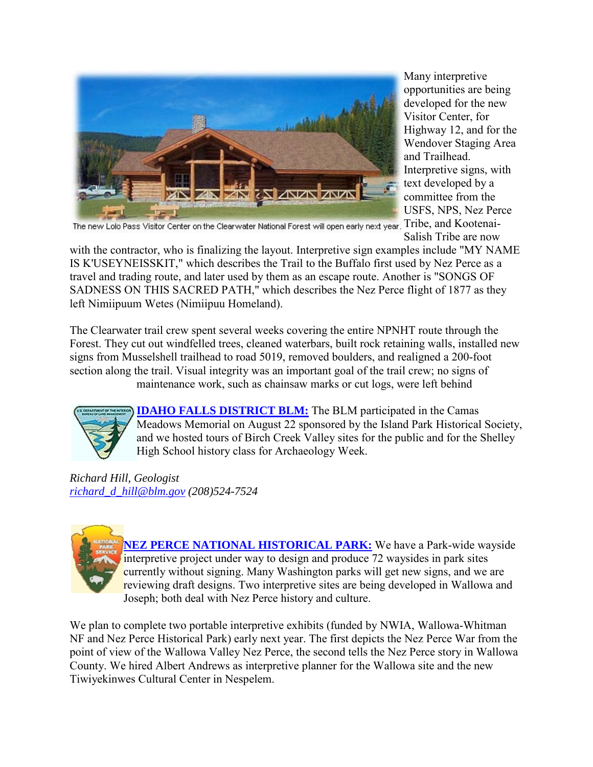The new Lolo Pass Visitor Center on the Clearwater National Forest will open early next year.

Many interpretive opportunities are being developed for the new Visitor Center, for Highway 12, and for the Wendover Staging Area and Trailhead. Interpretive signs, with text developed by a committee from the USFS, NPS, Nez Perce Tribe, and Kootenai-Salish Tribe are now with the contractor, who is finalizing the layout. Interpretive sign examples include "MY NAME IS K'USEYNEISSKIT," which describes the Trail to the Buffalo first used by Nez Perce as a travel and trading route, and later used by them as an escape route. Another is "SONGS OF SADNESS ON THIS SACRED PATH," which describes the Nez Perce flight of 1877 as they left Nimiipuum Wetes (Nimiipuu Homeland).

The Clearwater trail crew spent several weeks covering the entire NPNHT route through the Forest. They cut out windfelled trees, cleaned waterbars, built rock retaining walls, installed new signs from Musselshell trailhead to road 5019, removed boulders, and realigned a 200-foot section along the trail. Visual integrity was an important goal of the trail crew; no signs of maintenance work, such as chainsaw marks or cut logs, were left behind

**IDAHO FALLS DISTRICT BLM:** The BLM participated in the Camas Meadows Memorial on August 22 sponsored by the Island Park Historical Society, and we hosted tours of Birch Creek Valley sites for the public and for the Shelley High School history class for Archaeology Week.

*Richard Hill, Geologist*
*richard_d_hill@blm.gov (208)524-7524*

**NEZ PERCE NATIONAL HISTORICAL PARK:** We have a Park-wide wayside interpretive project under way to design and produce 72 waysides in park sites currently without signing. Many Washington parks will get new signs, and we are reviewing draft designs. Two interpretive sites are being developed in Wallowa and Joseph; both deal with Nez Perce history and culture.

We plan to complete two portable interpretive exhibits (funded by NWIA, Wallowa-Whitman NF and Nez Perce Historical Park) early next year. The first depicts the Nez Perce War from the point of view of the Wallowa Valley Nez Perce, the second tells the Nez Perce story in Wallowa County. We hired Albert Andrews as interpretive planner for the Wallowa site and the new Tiwiyekinwes Cultural Center in Nespelem.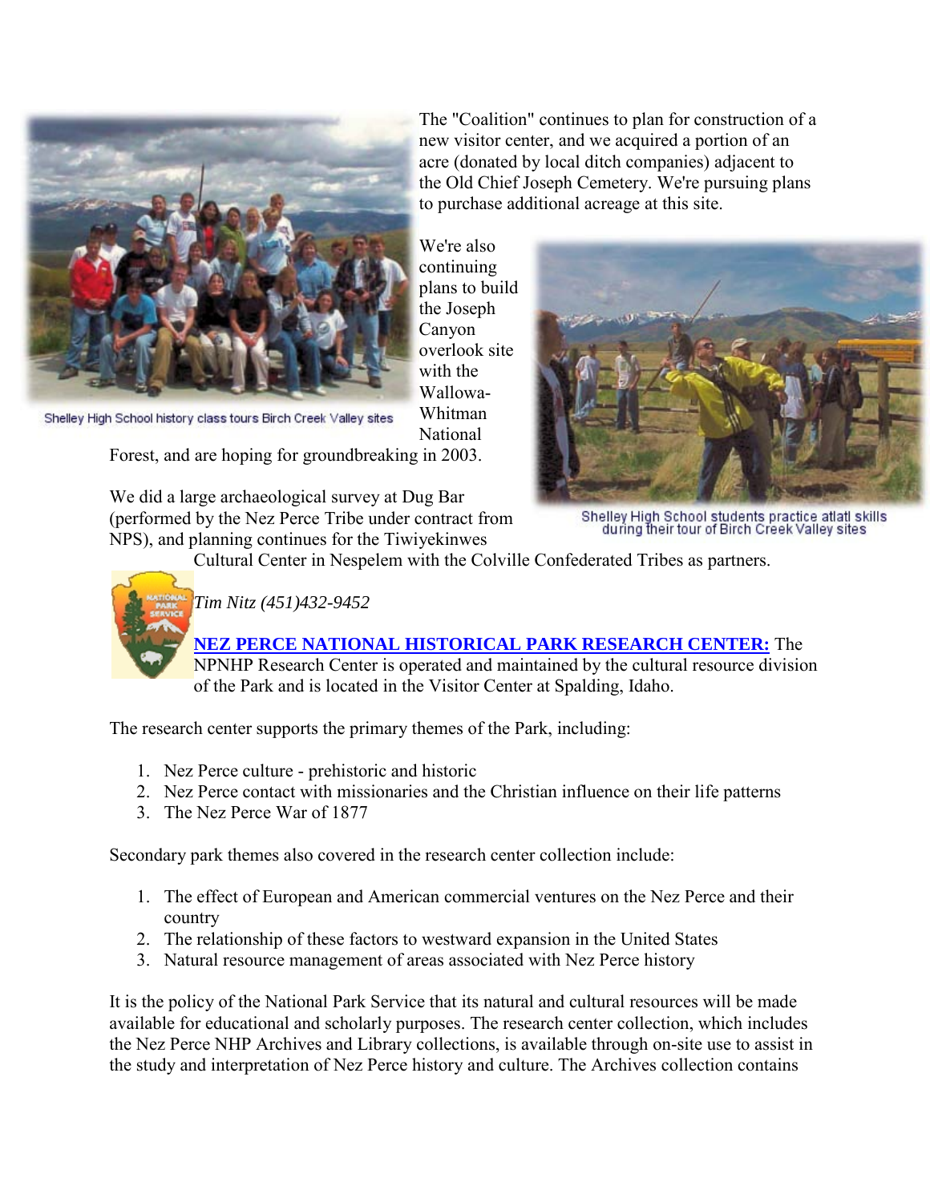Shelley High School history class tours Birch Creek Valley sites

The "Coalition" continues to plan for construction of a new visitor center, and we acquired a portion of an acre (donated by local ditch companies) adjacent to the Old Chief Joseph Cemetery. We're pursuing plans to purchase additional acreage at this site.

We're also continuing plans to build the Joseph Canyon overlook site with the Wallowa-Whitman National Forest, and are hoping for groundbreaking in 2003.

Shelley High School students practice atlatl skills during their tour of Birch Creek Valley sites

We did a large archaeological survey at Dug Bar (performed by the Nez Perce Tribe under contract from NPS), and planning continues for the Tiwiyekinwes Cultural Center in Nespelem with the Colville Confederated Tribes as partners.

*Tim Nitz (451)432-9452*

**NEZ PERCE NATIONAL HISTORICAL PARK RESEARCH CENTER:** The NPNHP Research Center is operated and maintained by the cultural resource division of the Park and is located in the Visitor Center at Spalding, Idaho.

The research center supports the primary themes of the Park, including:

1. Nez Perce culture - prehistoric and historic
2. Nez Perce contact with missionaries and the Christian influence on their life patterns
3. The Nez Perce War of 1877

Secondary park themes also covered in the research center collection include:

1. The effect of European and American commercial ventures on the Nez Perce and their country
2. The relationship of these factors to westward expansion in the United States
3. Natural resource management of areas associated with Nez Perce history

It is the policy of the National Park Service that its natural and cultural resources will be made available for educational and scholarly purposes. The research center collection, which includes the Nez Perce NHP Archives and Library collections, is available through on-site use to assist in the study and interpretation of Nez Perce history and culture. The Archives collection contains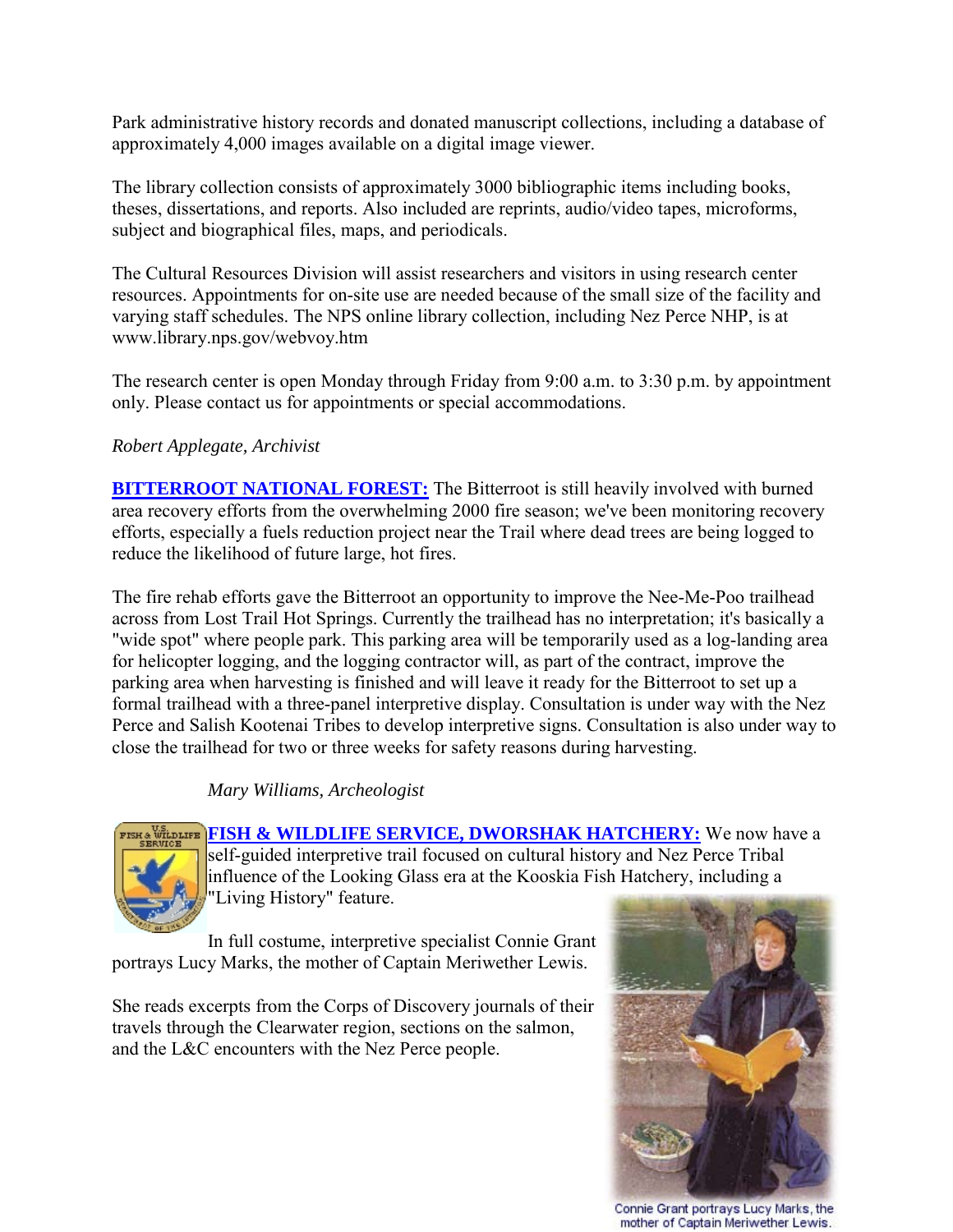Park administrative history records and donated manuscript collections, including a database of approximately 4,000 images available on a digital image viewer.

The library collection consists of approximately 3000 bibliographic items including books, theses, dissertations, and reports. Also included are reprints, audio/video tapes, microforms, subject and biographical files, maps, and periodicals.

The Cultural Resources Division will assist researchers and visitors in using research center resources. Appointments for on-site use are needed because of the small size of the facility and varying staff schedules. The NPS online library collection, including Nez Perce NHP, is at www.library.nps.gov/webvoy.htm

The research center is open Monday through Friday from 9:00 a.m. to 3:30 p.m. by appointment only. Please contact us for appointments or special accommodations.

*Robert Applegate, Archivist*

**BITTERROOT NATIONAL FOREST:** The Bitterroot is still heavily involved with burned area recovery efforts from the overwhelming 2000 fire season; we've been monitoring recovery efforts, especially a fuels reduction project near the Trail where dead trees are being logged to reduce the likelihood of future large, hot fires.

The fire rehab efforts gave the Bitterroot an opportunity to improve the Nee-Me-Poo trailhead across from Lost Trail Hot Springs. Currently the trailhead has no interpretation; it's basically a "wide spot" where people park. This parking area will be temporarily used as a log-landing area for helicopter logging, and the logging contractor will, as part of the contract, improve the parking area when harvesting is finished and will leave it ready for the Bitterroot to set up a formal trailhead with a three-panel interpretive display. Consultation is under way with the Nez Perce and Salish Kootenai Tribes to develop interpretive signs. Consultation is also under way to close the trailhead for two or three weeks for safety reasons during harvesting.

*Mary Williams, Archeologist*

**FISH & WILDLIFE SERVICE, DWORSHAK HATCHERY:** We now have a self-guided interpretive trail focused on cultural history and Nez Perce Tribal influence of the Looking Glass era at the Kooskia Fish Hatchery, including a "Living History" feature.

In full costume, interpretive specialist Connie Grant portrays Lucy Marks, the mother of Captain Meriwether Lewis.

She reads excerpts from the Corps of Discovery journals of their travels through the Clearwater region, sections on the salmon, and the L&C encounters with the Nez Perce people.

Connie Grant portrays Lucy Marks, the mother of Captain Meriwether Lewis.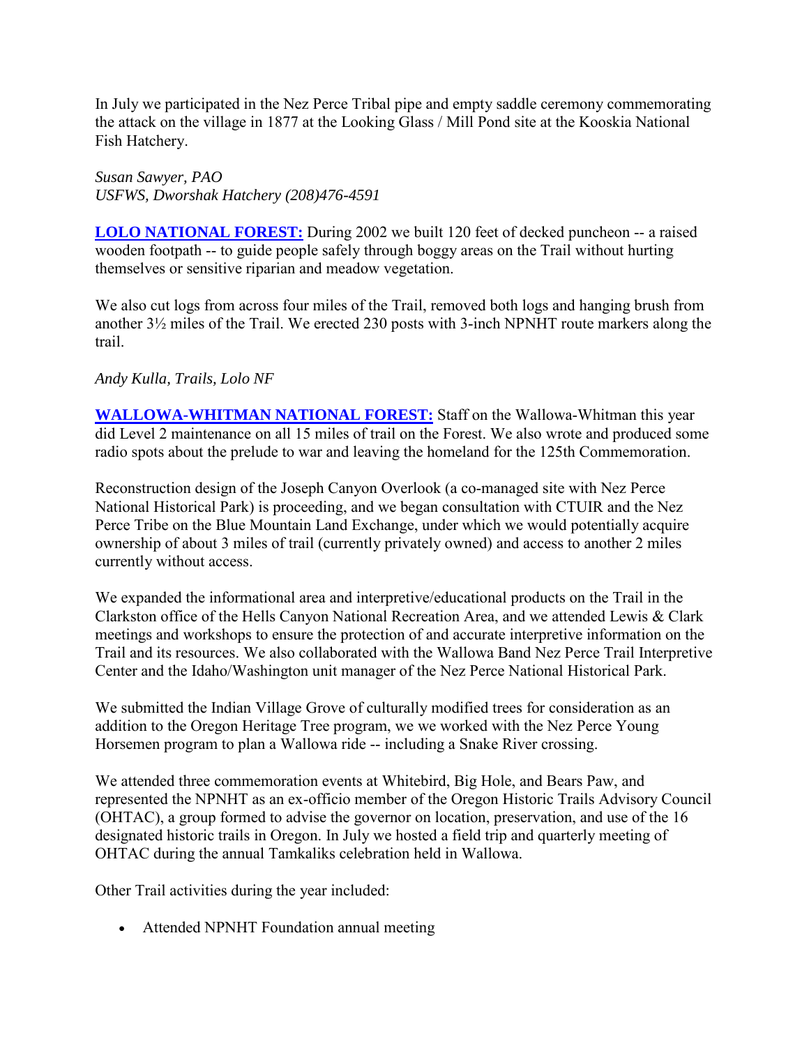In July we participated in the Nez Perce Tribal pipe and empty saddle ceremony commemorating the attack on the village in 1877 at the Looking Glass / Mill Pond site at the Kooskia National Fish Hatchery.

*Susan Sawyer, PAO*
*USFWS, Dworshak Hatchery (208)476-4591*

**LOLO NATIONAL FOREST:** During 2002 we built 120 feet of decked puncheon -- a raised wooden footpath -- to guide people safely through boggy areas on the Trail without hurting themselves or sensitive riparian and meadow vegetation.

We also cut logs from across four miles of the Trail, removed both logs and hanging brush from another 3½ miles of the Trail. We erected 230 posts with 3-inch NPNHT route markers along the trail.

*Andy Kulla, Trails, Lolo NF*

**WALLOWA-WHITMAN NATIONAL FOREST:** Staff on the Wallowa-Whitman this year did Level 2 maintenance on all 15 miles of trail on the Forest. We also wrote and produced some radio spots about the prelude to war and leaving the homeland for the 125th Commemoration.

Reconstruction design of the Joseph Canyon Overlook (a co-managed site with Nez Perce National Historical Park) is proceeding, and we began consultation with CTUIR and the Nez Perce Tribe on the Blue Mountain Land Exchange, under which we would potentially acquire ownership of about 3 miles of trail (currently privately owned) and access to another 2 miles currently without access.

We expanded the informational area and interpretive/educational products on the Trail in the Clarkston office of the Hells Canyon National Recreation Area, and we attended Lewis & Clark meetings and workshops to ensure the protection of and accurate interpretive information on the Trail and its resources. We also collaborated with the Wallowa Band Nez Perce Trail Interpretive Center and the Idaho/Washington unit manager of the Nez Perce National Historical Park.

We submitted the Indian Village Grove of culturally modified trees for consideration as an addition to the Oregon Heritage Tree program, we we worked with the Nez Perce Young Horsemen program to plan a Wallowa ride -- including a Snake River crossing.

We attended three commemoration events at Whitebird, Big Hole, and Bears Paw, and represented the NPNHT as an ex-officio member of the Oregon Historic Trails Advisory Council (OHTAC), a group formed to advise the governor on location, preservation, and use of the 16 designated historic trails in Oregon. In July we hosted a field trip and quarterly meeting of OHTAC during the annual Tamkaliks celebration held in Wallowa.

Other Trail activities during the year included:

- Attended NPNHT Foundation annual meeting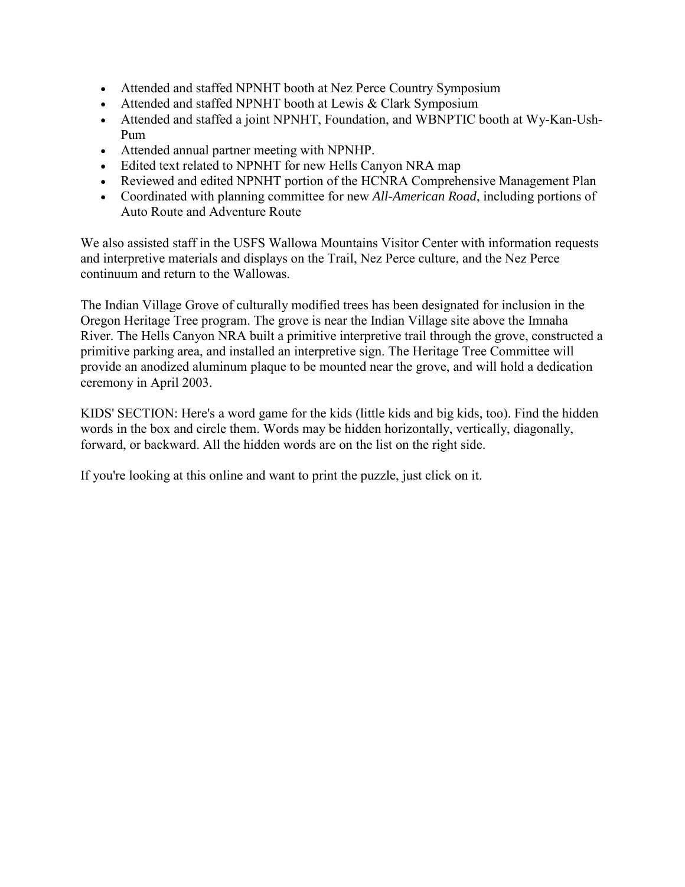- Attended and staffed NPNHT booth at Nez Perce Country Symposium
- Attended and staffed NPNHT booth at Lewis & Clark Symposium
- Attended and staffed a joint NPNHT, Foundation, and WBNPTIC booth at Wy-Kan-Ush-Pum
- Attended annual partner meeting with NPNHP.
- Edited text related to NPNHT for new Hells Canyon NRA map
- Reviewed and edited NPNHT portion of the HCNRA Comprehensive Management Plan
- Coordinated with planning committee for new *All-American Road*, including portions of Auto Route and Adventure Route

We also assisted staff in the USFS Wallowa Mountains Visitor Center with information requests and interpretive materials and displays on the Trail, Nez Perce culture, and the Nez Perce continuum and return to the Wallowas.

The Indian Village Grove of culturally modified trees has been designated for inclusion in the Oregon Heritage Tree program. The grove is near the Indian Village site above the Imnaha River. The Hells Canyon NRA built a primitive interpretive trail through the grove, constructed a primitive parking area, and installed an interpretive sign. The Heritage Tree Committee will provide an anodized aluminum plaque to be mounted near the grove, and will hold a dedication ceremony in April 2003.

KIDS' SECTION: Here's a word game for the kids (little kids and big kids, too). Find the hidden words in the box and circle them. Words may be hidden horizontally, vertically, diagonally, forward, or backward. All the hidden words are on the list on the right side.

If you're looking at this online and want to print the puzzle, just click on it.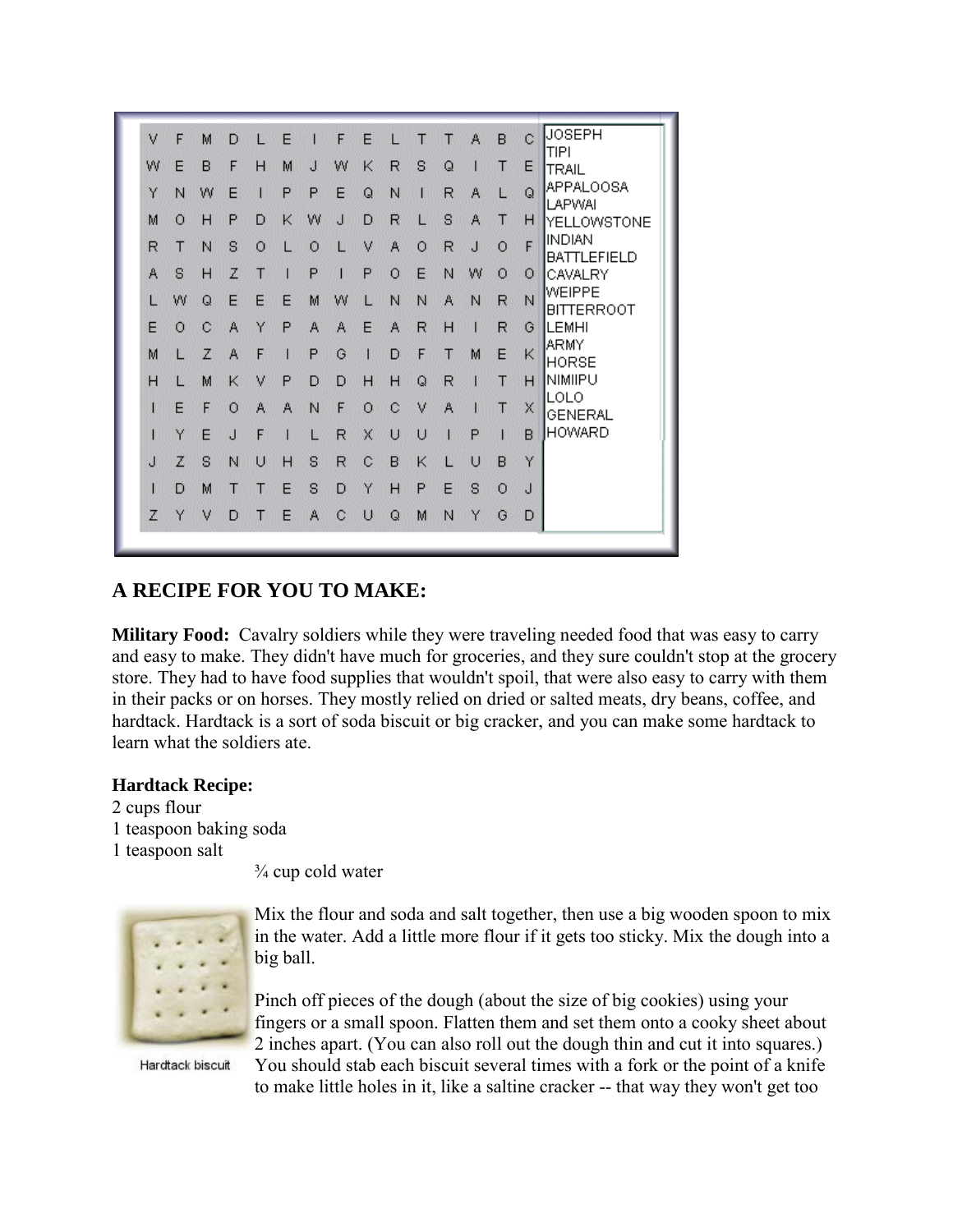| | | | | | | | | | | | | | | |
|---|---|---|---|---|---|---|---|---|---|---|---|---|---|---|
| V | F | M | D | L | E | I | F | E | L | T | T | A | B | C |
| W | E | B | F | H | M | J | W | K | R | S | Q | I | T | E |
| Y | N | W | E | I | P | P | E | Q | N | I | R | A | L | Q |
| M | O | H | P | D | K | W | J | D | R | L | S | A | T | H |
| R | T | N | S | O | L | O | L | V | A | O | R | J | O | F |
| A | S | H | Z | T | I | P | I | P | O | E | N | W | O | O |
| L | W | Q | E | E | E | M | W | L | N | N | A | N | R | N |
| E | O | C | A | Y | P | A | A | E | A | R | H | I | R | G |
| M | L | Z | A | F | I | P | G | I | D | F | T | M | E | K |
| H | L | M | K | V | P | D | D | H | H | Q | R | I | T | H |
| I | E | F | O | A | A | N | F | O | C | V | A | I | T | X |
| I | Y | E | J | F | I | L | R | X | U | U | I | P | I | B |
| J | Z | S | N | U | H | S | R | C | B | K | L | U | B | Y |
| I | D | M | T | T | E | S | D | Y | H | P | E | S | O | J |
| Z | Y | V | D | T | E | A | C | U | Q | M | N | Y | G | D |

JOSEPH
TIPI
TRAIL
APPALOOSA
LAPWAI
YELLOWSTONE
INDIAN
BATTLEFIELD
CAVALRY
WEIPPE
BITTERROOT
LEMHI
ARMY
HORSE
NIMIIPU
LOLO
GENERAL
HOWARD

## A RECIPE FOR YOU TO MAKE:

**Military Food:** Cavalry soldiers while they were traveling needed food that was easy to carry and easy to make. They didn't have much for groceries, and they sure couldn't stop at the grocery store. They had to have food supplies that wouldn't spoil, that were also easy to carry with them in their packs or on horses. They mostly relied on dried or salted meats, dry beans, coffee, and hardtack. Hardtack is a sort of soda biscuit or big cracker, and you can make some hardtack to learn what the soldiers ate.

**Hardtack Recipe:**

2 cups flour
1 teaspoon baking soda
1 teaspoon salt
¾ cup cold water

Hardtack biscuit

Mix the flour and soda and salt together, then use a big wooden spoon to mix in the water. Add a little more flour if it gets too sticky. Mix the dough into a big ball.

Pinch off pieces of the dough (about the size of big cookies) using your fingers or a small spoon. Flatten them and set them onto a cooky sheet about 2 inches apart. (You can also roll out the dough thin and cut it into squares.) You should stab each biscuit several times with a fork or the point of a knife to make little holes in it, like a saltine cracker -- that way they won't get too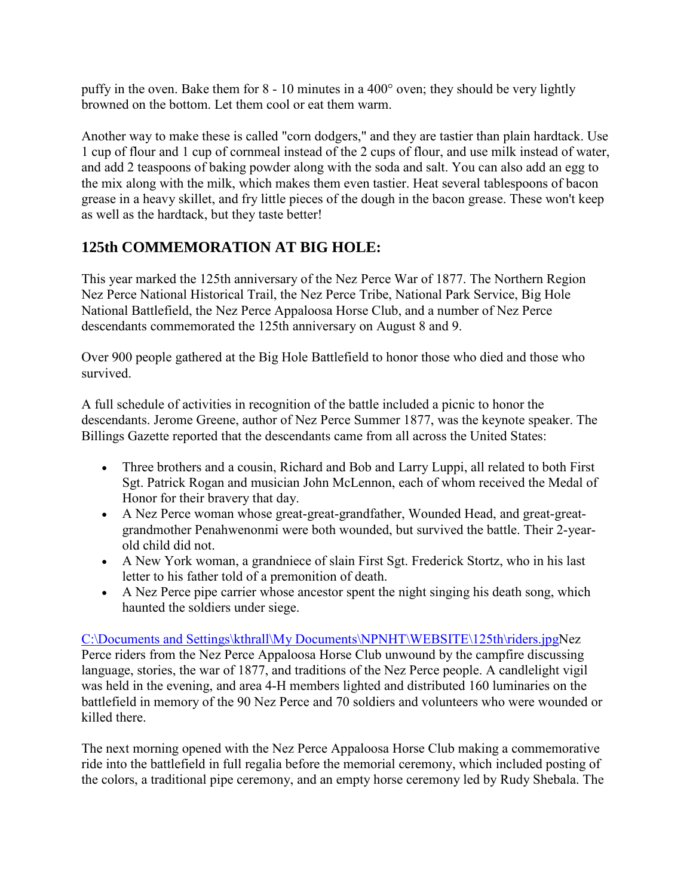puffy in the oven. Bake them for 8 - 10 minutes in a 400° oven; they should be very lightly browned on the bottom. Let them cool or eat them warm.

Another way to make these is called "corn dodgers," and they are tastier than plain hardtack. Use 1 cup of flour and 1 cup of cornmeal instead of the 2 cups of flour, and use milk instead of water, and add 2 teaspoons of baking powder along with the soda and salt. You can also add an egg to the mix along with the milk, which makes them even tastier. Heat several tablespoons of bacon grease in a heavy skillet, and fry little pieces of the dough in the bacon grease. These won't keep as well as the hardtack, but they taste better!

## 125th COMMEMORATION AT BIG HOLE:

This year marked the 125th anniversary of the Nez Perce War of 1877. The Northern Region Nez Perce National Historical Trail, the Nez Perce Tribe, National Park Service, Big Hole National Battlefield, the Nez Perce Appaloosa Horse Club, and a number of Nez Perce descendants commemorated the 125th anniversary on August 8 and 9.

Over 900 people gathered at the Big Hole Battlefield to honor those who died and those who survived.

A full schedule of activities in recognition of the battle included a picnic to honor the descendants. Jerome Greene, author of Nez Perce Summer 1877, was the keynote speaker. The Billings Gazette reported that the descendants came from all across the United States:

- Three brothers and a cousin, Richard and Bob and Larry Luppi, all related to both First Sgt. Patrick Rogan and musician John McLennon, each of whom received the Medal of Honor for their bravery that day.
- A Nez Perce woman whose great-great-grandfather, Wounded Head, and great-great-grandmother Penahwenonmi were both wounded, but survived the battle. Their 2-year-old child did not.
- A New York woman, a grandniece of slain First Sgt. Frederick Stortz, who in his last letter to his father told of a premonition of death.
- A Nez Perce pipe carrier whose ancestor spent the night singing his death song, which haunted the soldiers under siege.

C:\Documents and Settings\kthrall\My Documents\NPNHT\WEBSITE\125th\riders.jpgNez Perce riders from the Nez Perce Appaloosa Horse Club unwound by the campfire discussing language, stories, the war of 1877, and traditions of the Nez Perce people. A candlelight vigil was held in the evening, and area 4-H members lighted and distributed 160 luminaries on the battlefield in memory of the 90 Nez Perce and 70 soldiers and volunteers who were wounded or killed there.

The next morning opened with the Nez Perce Appaloosa Horse Club making a commemorative ride into the battlefield in full regalia before the memorial ceremony, which included posting of the colors, a traditional pipe ceremony, and an empty horse ceremony led by Rudy Shebala. The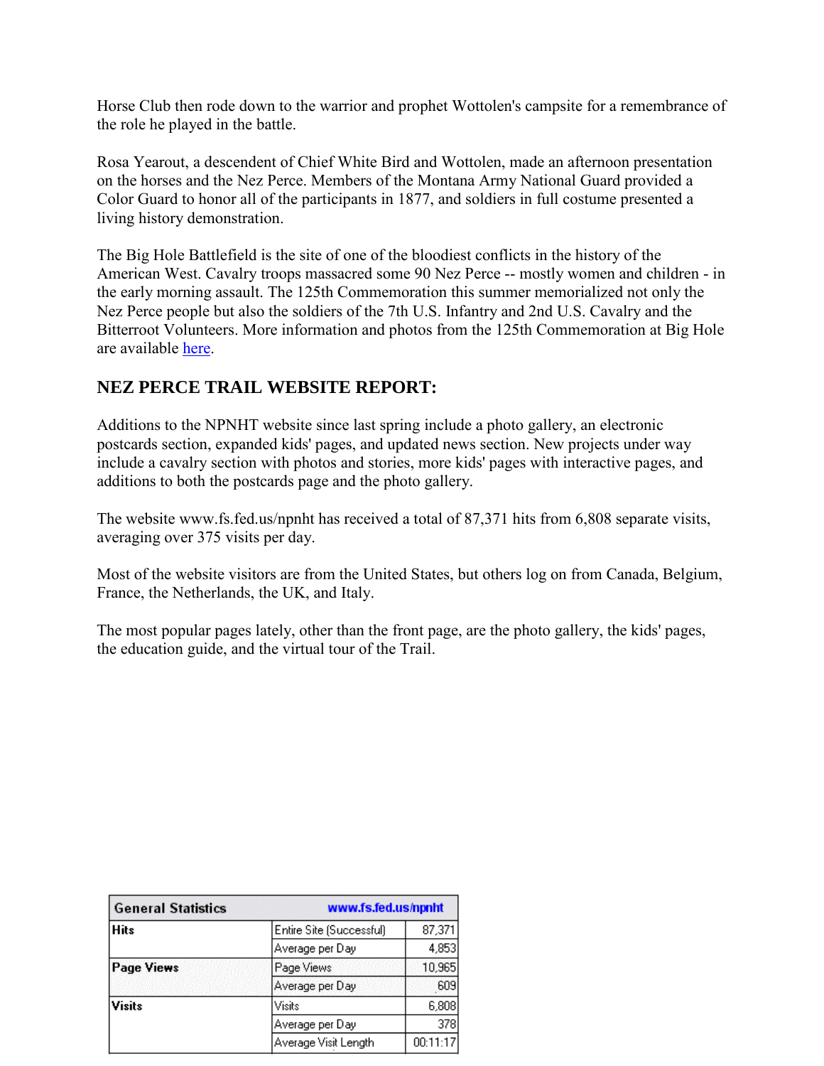Horse Club then rode down to the warrior and prophet Wottolen's campsite for a remembrance of the role he played in the battle.

Rosa Yearout, a descendent of Chief White Bird and Wottolen, made an afternoon presentation on the horses and the Nez Perce. Members of the Montana Army National Guard provided a Color Guard to honor all of the participants in 1877, and soldiers in full costume presented a living history demonstration.

The Big Hole Battlefield is the site of one of the bloodiest conflicts in the history of the American West. Cavalry troops massacred some 90 Nez Perce -- mostly women and children - in the early morning assault. The 125th Commemoration this summer memorialized not only the Nez Perce people but also the soldiers of the 7th U.S. Infantry and 2nd U.S. Cavalry and the Bitterroot Volunteers. More information and photos from the 125th Commemoration at Big Hole are available here.

## NEZ PERCE TRAIL WEBSITE REPORT:

Additions to the NPNHT website since last spring include a photo gallery, an electronic postcards section, expanded kids' pages, and updated news section. New projects under way include a cavalry section with photos and stories, more kids' pages with interactive pages, and additions to both the postcards page and the photo gallery.

The website www.fs.fed.us/npnht has received a total of 87,371 hits from 6,808 separate visits, averaging over 375 visits per day.

Most of the website visitors are from the United States, but others log on from Canada, Belgium, France, the Netherlands, the UK, and Italy.

The most popular pages lately, other than the front page, are the photo gallery, the kids' pages, the education guide, and the virtual tour of the Trail.

| General Statistics | www.fs.fed.us/npnht | |
|---|---|---|
| Hits | Entire Site (Successful) | 87,371 |
| | Average per Day | 4,853 |
| Page Views | Page Views | 10,965 |
| | Average per Day | 609 |
| Visits | Visits | 6,808 |
| | Average per Day | 378 |
| | Average Visit Length | 00:11:17 |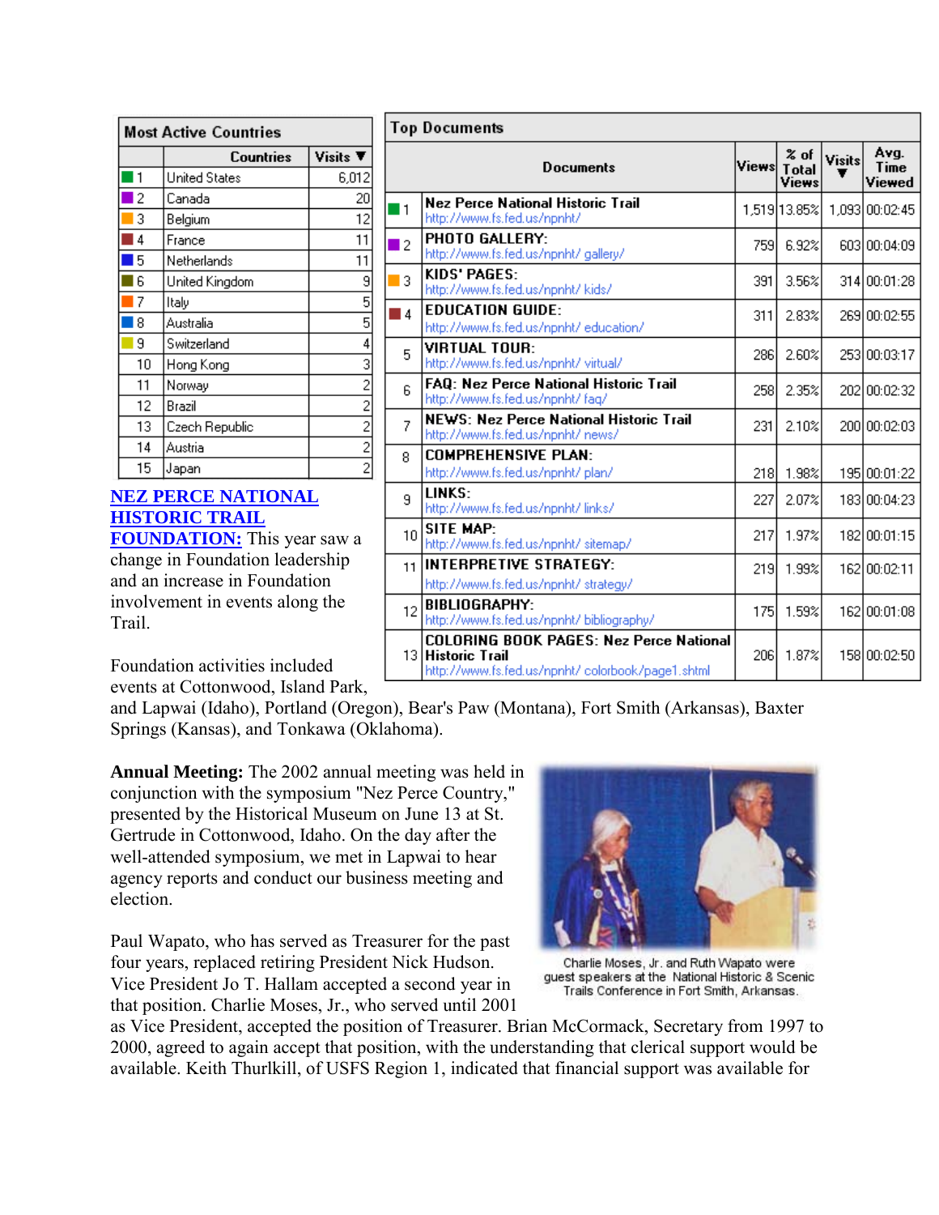| Most Active Countries | | |
|---|---|---|
| | Countries | Visits ▼ |
| 1 | United States | 6,012 |
| 2 | Canada | 20 |
| 3 | Belgium | 12 |
| 4 | France | 11 |
| 5 | Netherlands | 11 |
| 6 | United Kingdom | 9 |
| 7 | Italy | 5 |
| 8 | Australia | 5 |
| 9 | Switzerland | 4 |
| 10 | Hong Kong | 3 |
| 11 | Norway | 2 |
| 12 | Brazil | 2 |
| 13 | Czech Republic | 2 |
| 14 | Austria | 2 |
| 15 | Japan | 2 |

| Top Documents | | | | | |
|---|---|---|---|---|---|
| | Documents | Views | % of Total Views | Visits ▼ | Avg. Time Viewed |
| 1 | Nez Perce National Historic Trail http://www.fs.fed.us/npnht/ | 1,519 | 13.85% | 1,093 | 00:02:45 |
| 2 | PHOTO GALLERY: http://www.fs.fed.us/npnht/ gallery/ | 759 | 6.92% | 603 | 00:04:09 |
| 3 | KIDS' PAGES: http://www.fs.fed.us/npnht/ kids/ | 391 | 3.56% | 314 | 00:01:28 |
| 4 | EDUCATION GUIDE: http://www.fs.fed.us/npnht/ education/ | 311 | 2.83% | 269 | 00:02:55 |
| 5 | VIRTUAL TOUR: http://www.fs.fed.us/npnht/ virtual/ | 286 | 2.60% | 253 | 00:03:17 |
| 6 | FAQ: Nez Perce National Historic Trail http://www.fs.fed.us/npnht/ faq/ | 258 | 2.35% | 202 | 00:02:32 |
| 7 | NEWS: Nez Perce National Historic Trail http://www.fs.fed.us/npnht/ news/ | 231 | 2.10% | 200 | 00:02:03 |
| 8 | COMPREHENSIVE PLAN: http://www.fs.fed.us/npnht/ plan/ | 218 | 1.98% | 195 | 00:01:22 |
| 9 | LINKS: http://www.fs.fed.us/npnht/ links/ | 227 | 2.07% | 183 | 00:04:23 |
| 10 | SITE MAP: http://www.fs.fed.us/npnht/ sitemap/ | 217 | 1.97% | 182 | 00:01:15 |
| 11 | INTERPRETIVE STRATEGY: http://www.fs.fed.us/npnht/ strategy/ | 219 | 1.99% | 162 | 00:02:11 |
| 12 | BIBLIOGRAPHY: http://www.fs.fed.us/npnht/ bibliography/ | 175 | 1.59% | 162 | 00:01:08 |
| 13 | COLORING BOOK PAGES: Nez Perce National Historic Trail http://www.fs.fed.us/npnht/ colorbook/page1.shtml | 206 | 1.87% | 158 | 00:02:50 |

**NEZ PERCE NATIONAL HISTORIC TRAIL FOUNDATION:** This year saw a change in Foundation leadership and an increase in Foundation involvement in events along the Trail.

Foundation activities included events at Cottonwood, Island Park, and Lapwai (Idaho), Portland (Oregon), Bear's Paw (Montana), Fort Smith (Arkansas), Baxter Springs (Kansas), and Tonkawa (Oklahoma).

**Annual Meeting:** The 2002 annual meeting was held in conjunction with the symposium "Nez Perce Country," presented by the Historical Museum on June 13 at St. Gertrude in Cottonwood, Idaho. On the day after the well-attended symposium, we met in Lapwai to hear agency reports and conduct our business meeting and election.

Charlie Moses, Jr. and Ruth Wapato were guest speakers at the National Historic & Scenic Trails Conference in Fort Smith, Arkansas.

Paul Wapato, who has served as Treasurer for the past four years, replaced retiring President Nick Hudson. Vice President Jo T. Hallam accepted a second year in that position. Charlie Moses, Jr., who served until 2001 as Vice President, accepted the position of Treasurer. Brian McCormack, Secretary from 1997 to 2000, agreed to again accept that position, with the understanding that clerical support would be available. Keith Thurlkill, of USFS Region 1, indicated that financial support was available for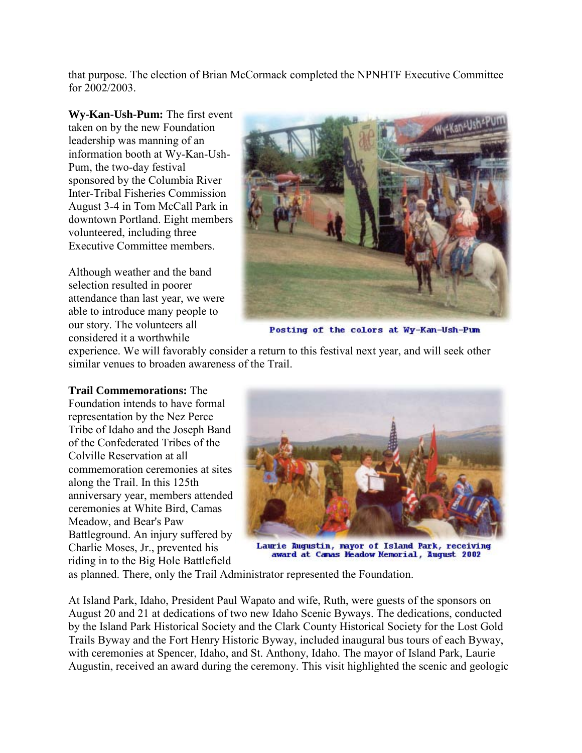that purpose. The election of Brian McCormack completed the NPNHTF Executive Committee for 2002/2003.

**Wy-Kan-Ush-Pum:** The first event taken on by the new Foundation leadership was manning of an information booth at Wy-Kan-Ush-Pum, the two-day festival sponsored by the Columbia River Inter-Tribal Fisheries Commission August 3-4 in Tom McCall Park in downtown Portland. Eight members volunteered, including three Executive Committee members.

Posting of the colors at Wy-Kan-Ush-Pum

Although weather and the band selection resulted in poorer attendance than last year, we were able to introduce many people to our story. The volunteers all considered it a worthwhile experience. We will favorably consider a return to this festival next year, and will seek other similar venues to broaden awareness of the Trail.

**Trail Commemorations:** The Foundation intends to have formal representation by the Nez Perce Tribe of Idaho and the Joseph Band of the Confederated Tribes of the Colville Reservation at all commemoration ceremonies at sites along the Trail. In this 125th anniversary year, members attended ceremonies at White Bird, Camas Meadow, and Bear's Paw Battleground. An injury suffered by Charlie Moses, Jr., prevented his riding in to the Big Hole Battlefield as planned. There, only the Trail Administrator represented the Foundation.

Laurie Augustin, mayor of Island Park, receiving award at Camas Meadow Memorial, August 2002

At Island Park, Idaho, President Paul Wapato and wife, Ruth, were guests of the sponsors on August 20 and 21 at dedications of two new Idaho Scenic Byways. The dedications, conducted by the Island Park Historical Society and the Clark County Historical Society for the Lost Gold Trails Byway and the Fort Henry Historic Byway, included inaugural bus tours of each Byway, with ceremonies at Spencer, Idaho, and St. Anthony, Idaho. The mayor of Island Park, Laurie Augustin, received an award during the ceremony. This visit highlighted the scenic and geologic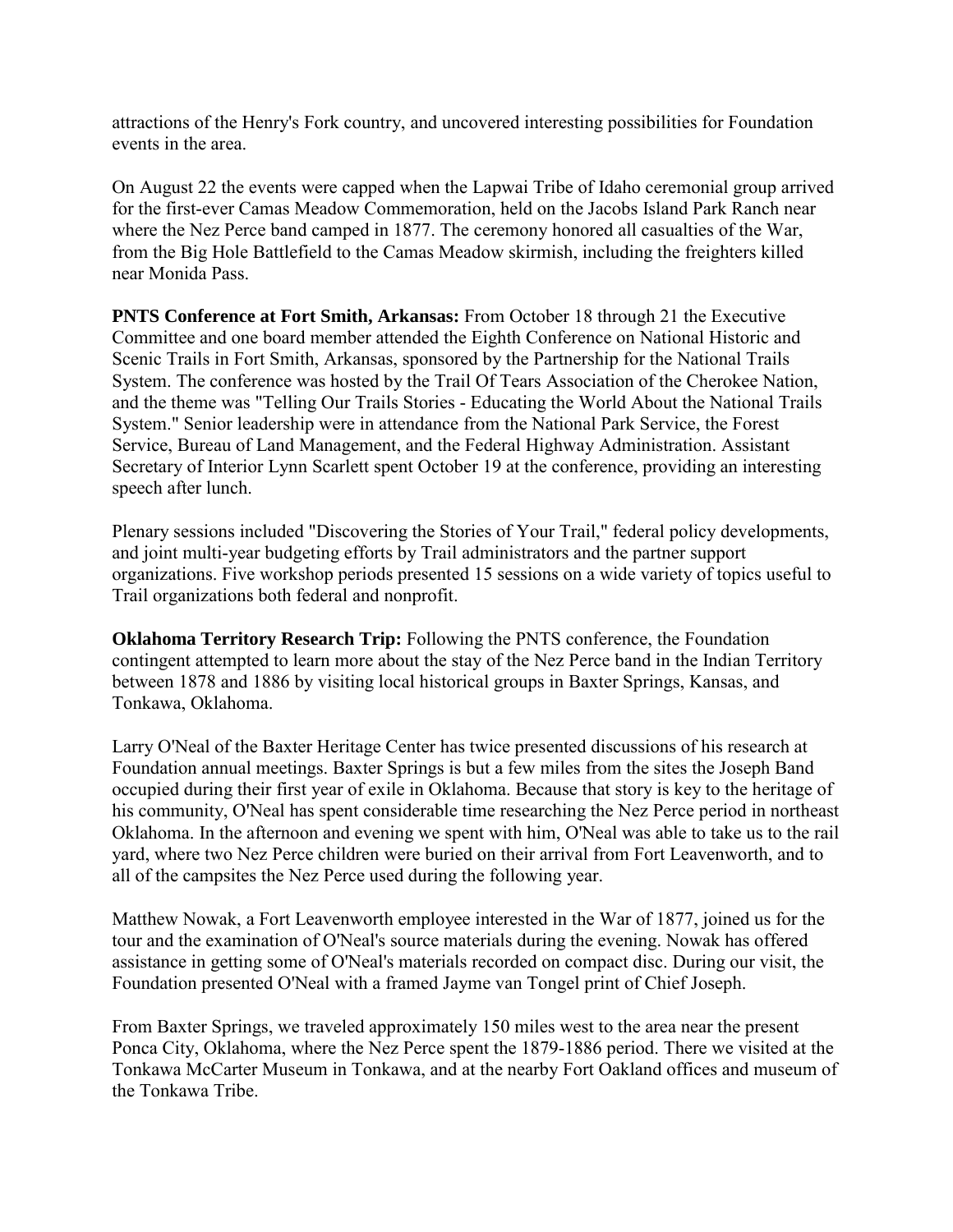attractions of the Henry's Fork country, and uncovered interesting possibilities for Foundation events in the area.

On August 22 the events were capped when the Lapwai Tribe of Idaho ceremonial group arrived for the first-ever Camas Meadow Commemoration, held on the Jacobs Island Park Ranch near where the Nez Perce band camped in 1877. The ceremony honored all casualties of the War, from the Big Hole Battlefield to the Camas Meadow skirmish, including the freighters killed near Monida Pass.

**PNTS Conference at Fort Smith, Arkansas:** From October 18 through 21 the Executive Committee and one board member attended the Eighth Conference on National Historic and Scenic Trails in Fort Smith, Arkansas, sponsored by the Partnership for the National Trails System. The conference was hosted by the Trail Of Tears Association of the Cherokee Nation, and the theme was "Telling Our Trails Stories - Educating the World About the National Trails System." Senior leadership were in attendance from the National Park Service, the Forest Service, Bureau of Land Management, and the Federal Highway Administration. Assistant Secretary of Interior Lynn Scarlett spent October 19 at the conference, providing an interesting speech after lunch.

Plenary sessions included "Discovering the Stories of Your Trail," federal policy developments, and joint multi-year budgeting efforts by Trail administrators and the partner support organizations. Five workshop periods presented 15 sessions on a wide variety of topics useful to Trail organizations both federal and nonprofit.

**Oklahoma Territory Research Trip:** Following the PNTS conference, the Foundation contingent attempted to learn more about the stay of the Nez Perce band in the Indian Territory between 1878 and 1886 by visiting local historical groups in Baxter Springs, Kansas, and Tonkawa, Oklahoma.

Larry O'Neal of the Baxter Heritage Center has twice presented discussions of his research at Foundation annual meetings. Baxter Springs is but a few miles from the sites the Joseph Band occupied during their first year of exile in Oklahoma. Because that story is key to the heritage of his community, O'Neal has spent considerable time researching the Nez Perce period in northeast Oklahoma. In the afternoon and evening we spent with him, O'Neal was able to take us to the rail yard, where two Nez Perce children were buried on their arrival from Fort Leavenworth, and to all of the campsites the Nez Perce used during the following year.

Matthew Nowak, a Fort Leavenworth employee interested in the War of 1877, joined us for the tour and the examination of O'Neal's source materials during the evening. Nowak has offered assistance in getting some of O'Neal's materials recorded on compact disc. During our visit, the Foundation presented O'Neal with a framed Jayme van Tongel print of Chief Joseph.

From Baxter Springs, we traveled approximately 150 miles west to the area near the present Ponca City, Oklahoma, where the Nez Perce spent the 1879-1886 period. There we visited at the Tonkawa McCarter Museum in Tonkawa, and at the nearby Fort Oakland offices and museum of the Tonkawa Tribe.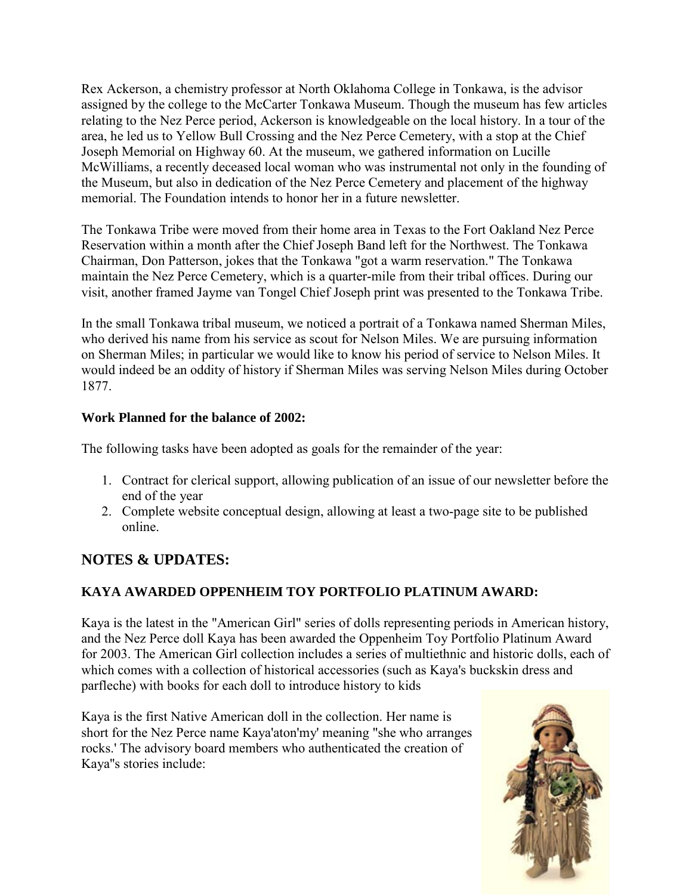Rex Ackerson, a chemistry professor at North Oklahoma College in Tonkawa, is the advisor assigned by the college to the McCarter Tonkawa Museum. Though the museum has few articles relating to the Nez Perce period, Ackerson is knowledgeable on the local history. In a tour of the area, he led us to Yellow Bull Crossing and the Nez Perce Cemetery, with a stop at the Chief Joseph Memorial on Highway 60. At the museum, we gathered information on Lucille McWilliams, a recently deceased local woman who was instrumental not only in the founding of the Museum, but also in dedication of the Nez Perce Cemetery and placement of the highway memorial. The Foundation intends to honor her in a future newsletter.

The Tonkawa Tribe were moved from their home area in Texas to the Fort Oakland Nez Perce Reservation within a month after the Chief Joseph Band left for the Northwest. The Tonkawa Chairman, Don Patterson, jokes that the Tonkawa "got a warm reservation." The Tonkawa maintain the Nez Perce Cemetery, which is a quarter-mile from their tribal offices. During our visit, another framed Jayme van Tongel Chief Joseph print was presented to the Tonkawa Tribe.

In the small Tonkawa tribal museum, we noticed a portrait of a Tonkawa named Sherman Miles, who derived his name from his service as scout for Nelson Miles. We are pursuing information on Sherman Miles; in particular we would like to know his period of service to Nelson Miles. It would indeed be an oddity of history if Sherman Miles was serving Nelson Miles during October 1877.

**Work Planned for the balance of 2002:**

The following tasks have been adopted as goals for the remainder of the year:

1. Contract for clerical support, allowing publication of an issue of our newsletter before the end of the year
2. Complete website conceptual design, allowing at least a two-page site to be published online.

## NOTES & UPDATES:

### KAYA AWARDED OPPENHEIM TOY PORTFOLIO PLATINUM AWARD:

Kaya is the latest in the "American Girl" series of dolls representing periods in American history, and the Nez Perce doll Kaya has been awarded the Oppenheim Toy Portfolio Platinum Award for 2003. The American Girl collection includes a series of multiethnic and historic dolls, each of which comes with a collection of historical accessories (such as Kaya's buckskin dress and parfleche) with books for each doll to introduce history to kids

Kaya is the first Native American doll in the collection. Her name is short for the Nez Perce name Kaya'aton'my' meaning "she who arranges rocks.' The advisory board members who authenticated the creation of Kaya"s stories include: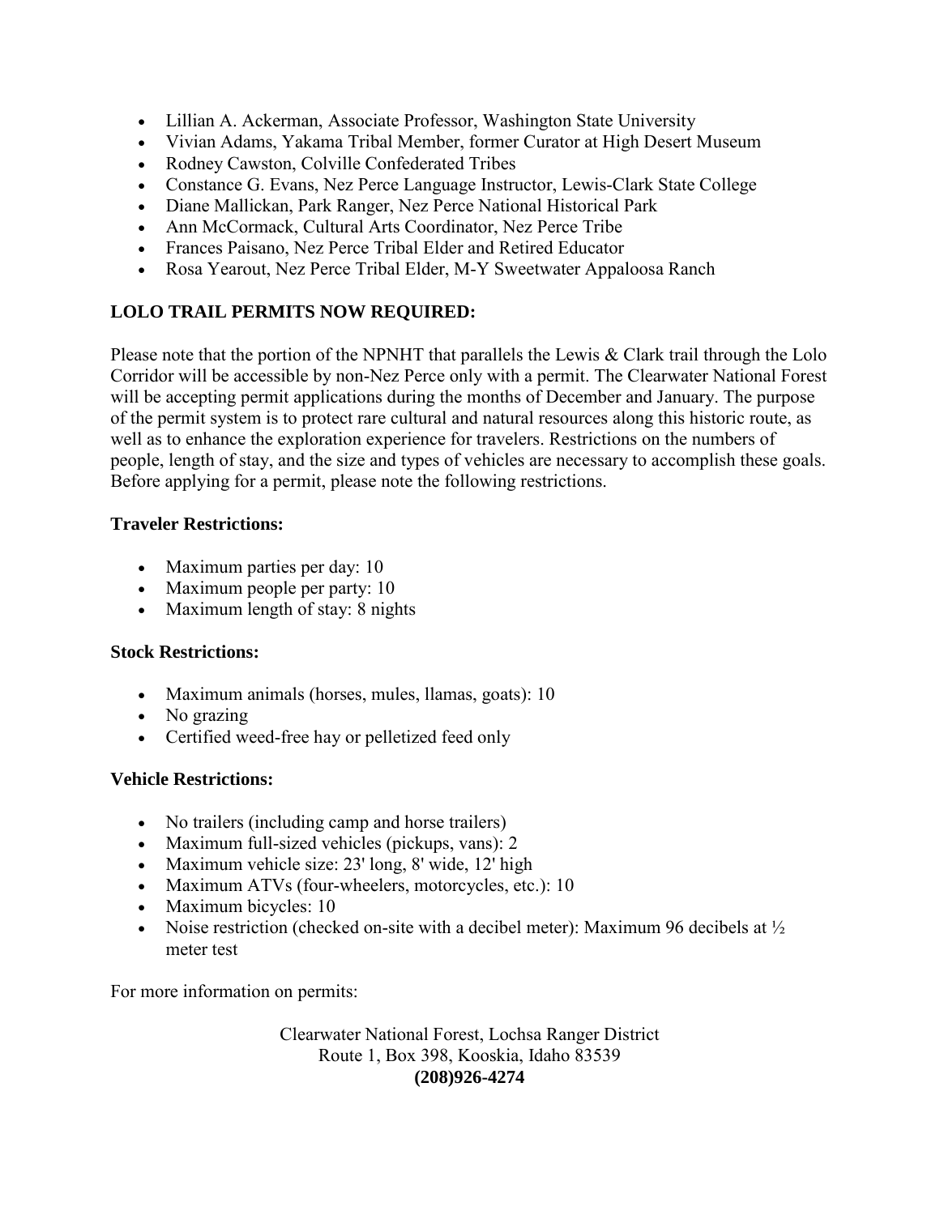- Lillian A. Ackerman, Associate Professor, Washington State University
- Vivian Adams, Yakama Tribal Member, former Curator at High Desert Museum
- Rodney Cawston, Colville Confederated Tribes
- Constance G. Evans, Nez Perce Language Instructor, Lewis-Clark State College
- Diane Mallickan, Park Ranger, Nez Perce National Historical Park
- Ann McCormack, Cultural Arts Coordinator, Nez Perce Tribe
- Frances Paisano, Nez Perce Tribal Elder and Retired Educator
- Rosa Yearout, Nez Perce Tribal Elder, M-Y Sweetwater Appaloosa Ranch

**LOLO TRAIL PERMITS NOW REQUIRED:**

Please note that the portion of the NPNHT that parallels the Lewis & Clark trail through the Lolo Corridor will be accessible by non-Nez Perce only with a permit. The Clearwater National Forest will be accepting permit applications during the months of December and January. The purpose of the permit system is to protect rare cultural and natural resources along this historic route, as well as to enhance the exploration experience for travelers. Restrictions on the numbers of people, length of stay, and the size and types of vehicles are necessary to accomplish these goals. Before applying for a permit, please note the following restrictions.

**Traveler Restrictions:**

- Maximum parties per day: 10
- Maximum people per party: 10
- Maximum length of stay: 8 nights

**Stock Restrictions:**

- Maximum animals (horses, mules, llamas, goats): 10
- No grazing
- Certified weed-free hay or pelletized feed only

**Vehicle Restrictions:**

- No trailers (including camp and horse trailers)
- Maximum full-sized vehicles (pickups, vans): 2
- Maximum vehicle size: 23' long, 8' wide, 12' high
- Maximum ATVs (four-wheelers, motorcycles, etc.): 10
- Maximum bicycles: 10
- Noise restriction (checked on-site with a decibel meter): Maximum 96 decibels at ½ meter test

For more information on permits:

Clearwater National Forest, Lochsa Ranger District
Route 1, Box 398, Kooskia, Idaho 83539
**(208)926-4274**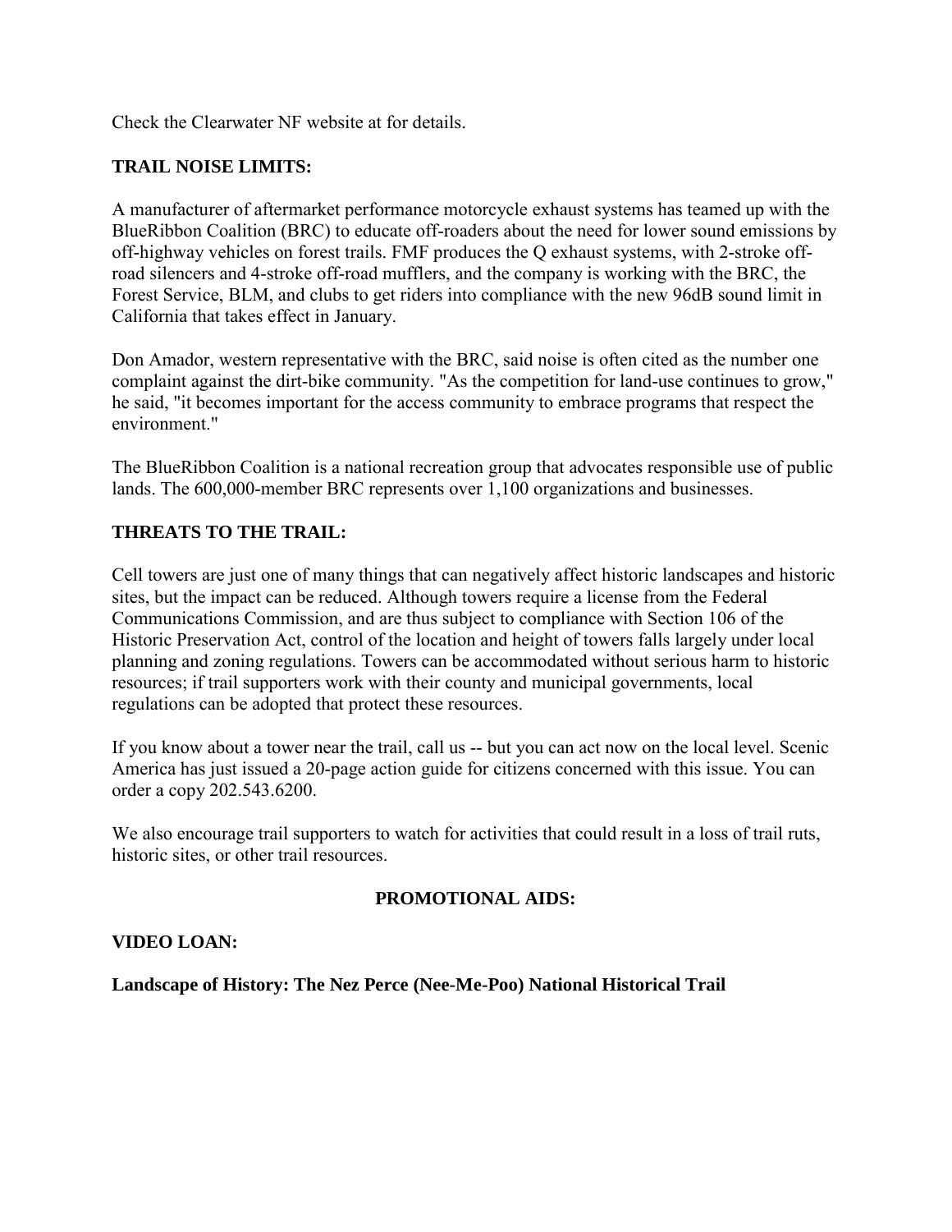Check the Clearwater NF website at for details.

**TRAIL NOISE LIMITS:**

A manufacturer of aftermarket performance motorcycle exhaust systems has teamed up with the BlueRibbon Coalition (BRC) to educate off-roaders about the need for lower sound emissions by off-highway vehicles on forest trails. FMF produces the Q exhaust systems, with 2-stroke off-road silencers and 4-stroke off-road mufflers, and the company is working with the BRC, the Forest Service, BLM, and clubs to get riders into compliance with the new 96dB sound limit in California that takes effect in January.

Don Amador, western representative with the BRC, said noise is often cited as the number one complaint against the dirt-bike community. "As the competition for land-use continues to grow," he said, "it becomes important for the access community to embrace programs that respect the environment."

The BlueRibbon Coalition is a national recreation group that advocates responsible use of public lands. The 600,000-member BRC represents over 1,100 organizations and businesses.

**THREATS TO THE TRAIL:**

Cell towers are just one of many things that can negatively affect historic landscapes and historic sites, but the impact can be reduced. Although towers require a license from the Federal Communications Commission, and are thus subject to compliance with Section 106 of the Historic Preservation Act, control of the location and height of towers falls largely under local planning and zoning regulations. Towers can be accommodated without serious harm to historic resources; if trail supporters work with their county and municipal governments, local regulations can be adopted that protect these resources.

If you know about a tower near the trail, call us -- but you can act now on the local level. Scenic America has just issued a 20-page action guide for citizens concerned with this issue. You can order a copy 202.543.6200.

We also encourage trail supporters to watch for activities that could result in a loss of trail ruts, historic sites, or other trail resources.

**PROMOTIONAL AIDS:**

**VIDEO LOAN:**

**Landscape of History: The Nez Perce (Nee-Me-Poo) National Historical Trail**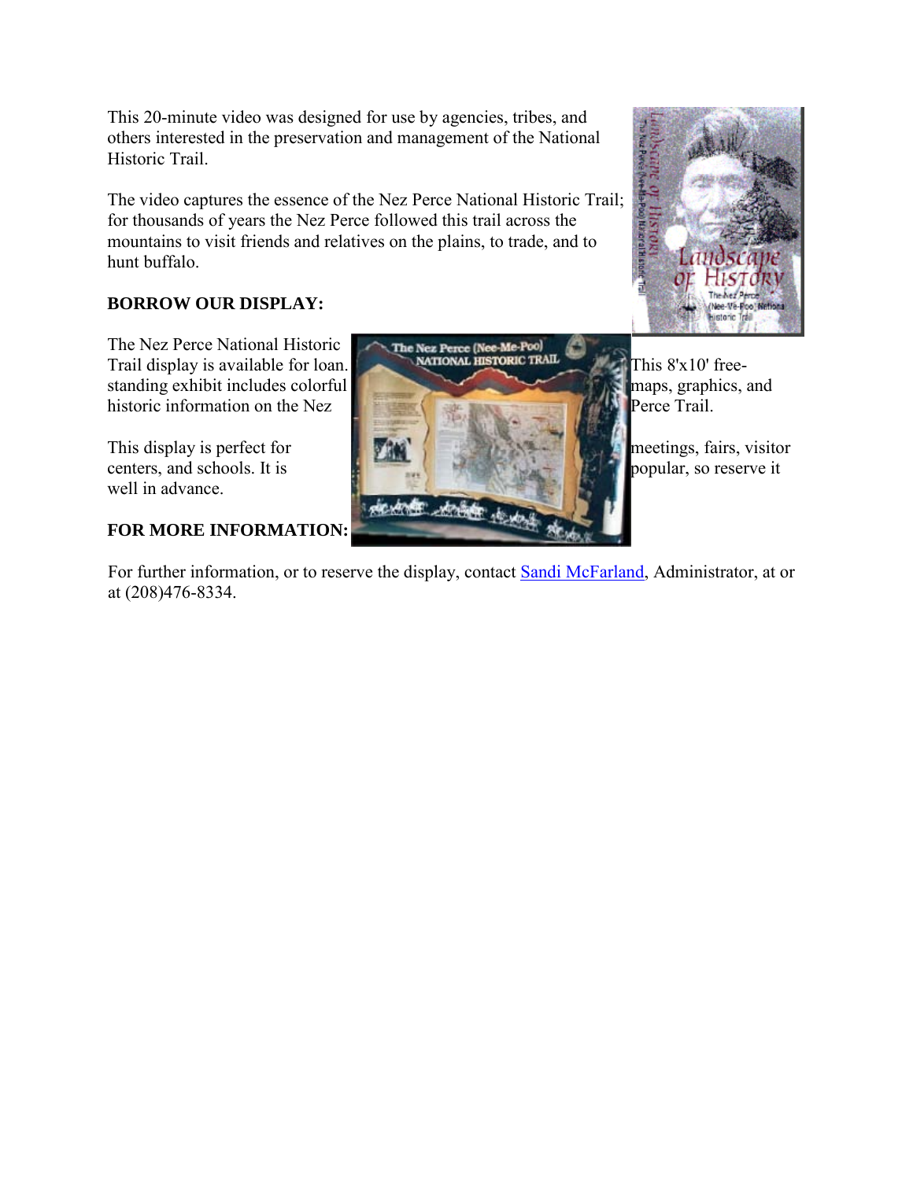This 20-minute video was designed for use by agencies, tribes, and others interested in the preservation and management of the National Historic Trail.

The video captures the essence of the Nez Perce National Historic Trail; for thousands of years the Nez Perce followed this trail across the mountains to visit friends and relatives on the plains, to trade, and to hunt buffalo.

**BORROW OUR DISPLAY:**

The Nez Perce National Historic Trail display is available for loan. This 8'x10' free-standing exhibit includes colorful maps, graphics, and historic information on the Nez Perce Trail.

This display is perfect for meetings, fairs, visitor centers, and schools. It is popular, so reserve it well in advance.

**FOR MORE INFORMATION:**

For further information, or to reserve the display, contact Sandi McFarland, Administrator, at or at (208)476-8334.